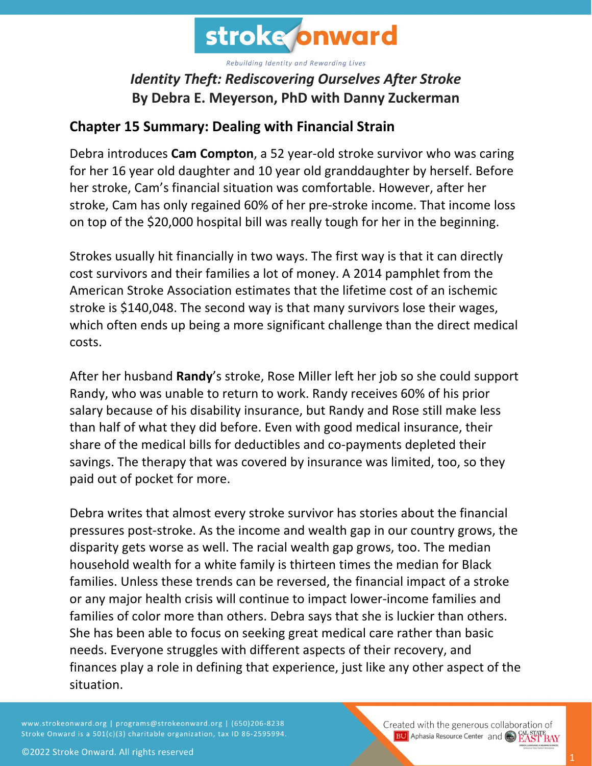# Identity Theft: Rediscovering Ourselves After Stroke
**By Debra E. Meyerson, PhD with Danny Zuckerman**

## Chapter 15 Summary: Dealing with Financial Strain

Debra introduces **Cam Compton**, a 52 year-old stroke survivor who was caring for her 16 year old daughter and 10 year old granddaughter by herself. Before her stroke, Cam's financial situation was comfortable. However, after her stroke, Cam has only regained 60% of her pre-stroke income. That income loss on top of the $20,000 hospital bill was really tough for her in the beginning.

Strokes usually hit financially in two ways. The first way is that it can directly cost survivors and their families a lot of money. A 2014 pamphlet from the American Stroke Association estimates that the lifetime cost of an ischemic stroke is $140,048. The second way is that many survivors lose their wages, which often ends up being a more significant challenge than the direct medical costs.

After her husband **Randy**'s stroke, Rose Miller left her job so she could support Randy, who was unable to return to work. Randy receives 60% of his prior salary because of his disability insurance, but Randy and Rose still make less than half of what they did before. Even with good medical insurance, their share of the medical bills for deductibles and co-payments depleted their savings. The therapy that was covered by insurance was limited, too, so they paid out of pocket for more.

Debra writes that almost every stroke survivor has stories about the financial pressures post-stroke. As the income and wealth gap in our country grows, the disparity gets worse as well. The racial wealth gap grows, too. The median household wealth for a white family is thirteen times the median for Black families. Unless these trends can be reversed, the financial impact of a stroke or any major health crisis will continue to impact lower-income families and families of color more than others. Debra says that she is luckier than others. She has been able to focus on seeking great medical care rather than basic needs. Everyone struggles with different aspects of their recovery, and finances play a role in defining that experience, just like any other aspect of the situation.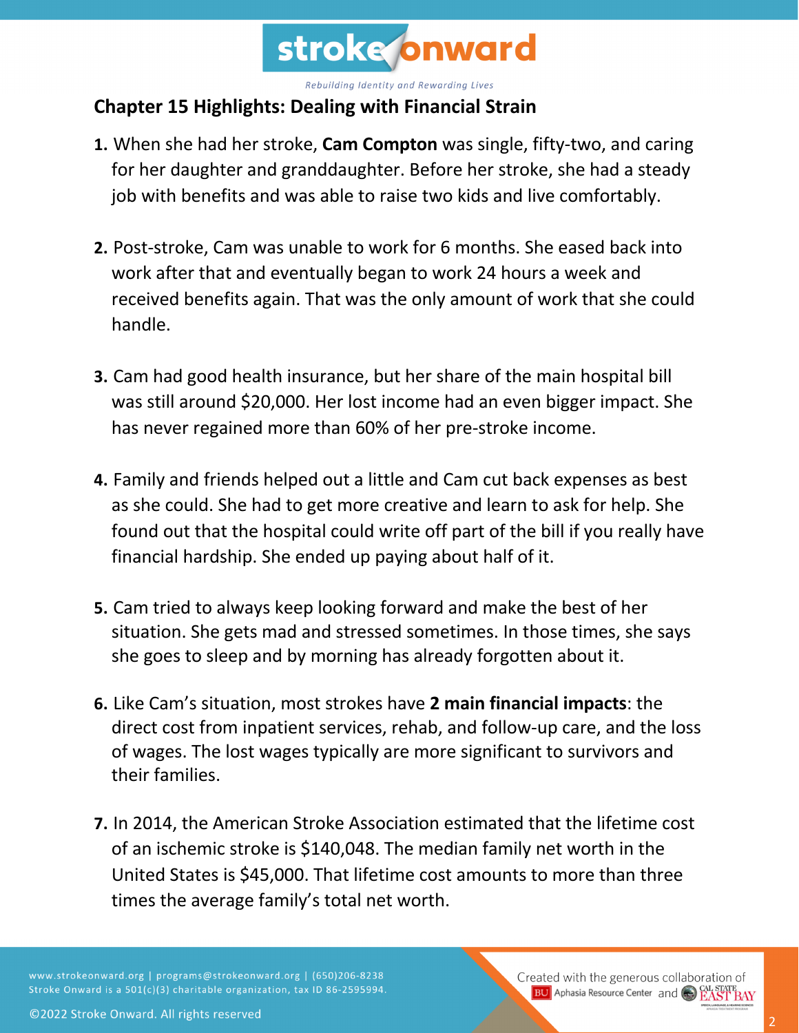## Chapter 15 Highlights: Dealing with Financial Strain

1. When she had her stroke, **Cam Compton** was single, fifty-two, and caring for her daughter and granddaughter. Before her stroke, she had a steady job with benefits and was able to raise two kids and live comfortably.

2. Post-stroke, Cam was unable to work for 6 months. She eased back into work after that and eventually began to work 24 hours a week and received benefits again. That was the only amount of work that she could handle.

3. Cam had good health insurance, but her share of the main hospital bill was still around $20,000. Her lost income had an even bigger impact. She has never regained more than 60% of her pre-stroke income.

4. Family and friends helped out a little and Cam cut back expenses as best as she could. She had to get more creative and learn to ask for help. She found out that the hospital could write off part of the bill if you really have financial hardship. She ended up paying about half of it.

5. Cam tried to always keep looking forward and make the best of her situation. She gets mad and stressed sometimes. In those times, she says she goes to sleep and by morning has already forgotten about it.

6. Like Cam's situation, most strokes have **2 main financial impacts**: the direct cost from inpatient services, rehab, and follow-up care, and the loss of wages. The lost wages typically are more significant to survivors and their families.

7. In 2014, the American Stroke Association estimated that the lifetime cost of an ischemic stroke is $140,048. The median family net worth in the United States is $45,000. That lifetime cost amounts to more than three times the average family's total net worth.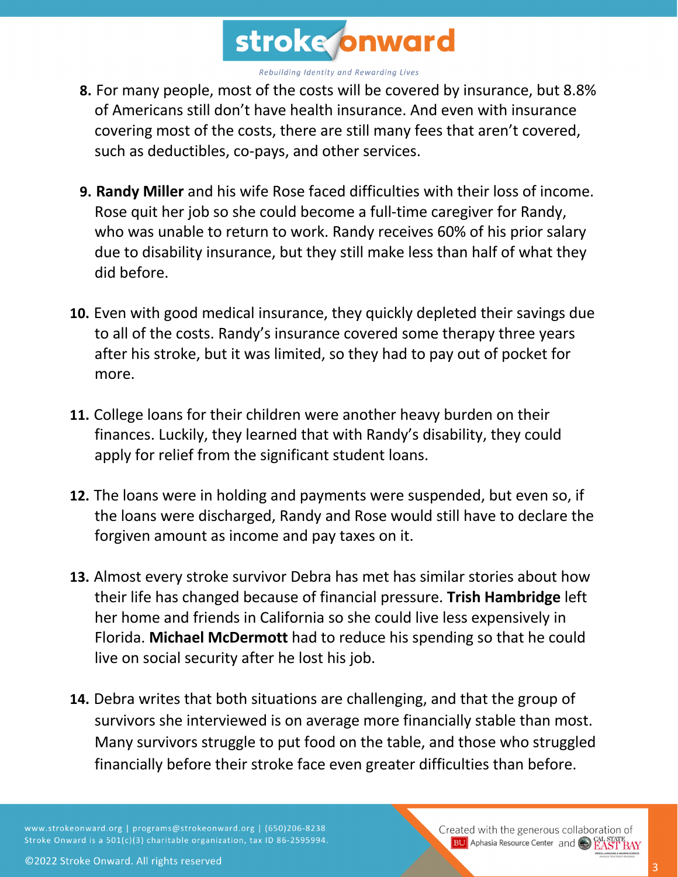8. For many people, most of the costs will be covered by insurance, but 8.8% of Americans still don't have health insurance. And even with insurance covering most of the costs, there are still many fees that aren't covered, such as deductibles, co-pays, and other services.

9. **Randy Miller** and his wife Rose faced difficulties with their loss of income. Rose quit her job so she could become a full-time caregiver for Randy, who was unable to return to work. Randy receives 60% of his prior salary due to disability insurance, but they still make less than half of what they did before.

10. Even with good medical insurance, they quickly depleted their savings due to all of the costs. Randy's insurance covered some therapy three years after his stroke, but it was limited, so they had to pay out of pocket for more.

11. College loans for their children were another heavy burden on their finances. Luckily, they learned that with Randy's disability, they could apply for relief from the significant student loans.

12. The loans were in holding and payments were suspended, but even so, if the loans were discharged, Randy and Rose would still have to declare the forgiven amount as income and pay taxes on it.

13. Almost every stroke survivor Debra has met has similar stories about how their life has changed because of financial pressure. **Trish Hambridge** left her home and friends in California so she could live less expensively in Florida. **Michael McDermott** had to reduce his spending so that he could live on social security after he lost his job.

14. Debra writes that both situations are challenging, and that the group of survivors she interviewed is on average more financially stable than most. Many survivors struggle to put food on the table, and those who struggled financially before their stroke face even greater difficulties than before.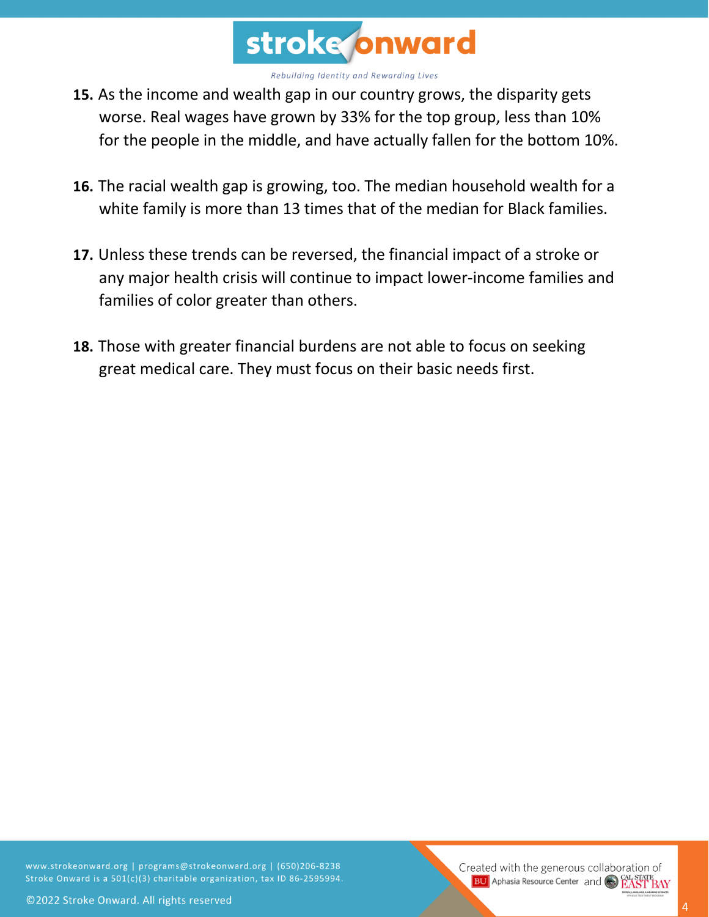15. As the income and wealth gap in our country grows, the disparity gets worse. Real wages have grown by 33% for the top group, less than 10% for the people in the middle, and have actually fallen for the bottom 10%.

16. The racial wealth gap is growing, too. The median household wealth for a white family is more than 13 times that of the median for Black families.

17. Unless these trends can be reversed, the financial impact of a stroke or any major health crisis will continue to impact lower-income families and families of color greater than others.

18. Those with greater financial burdens are not able to focus on seeking great medical care. They must focus on their basic needs first.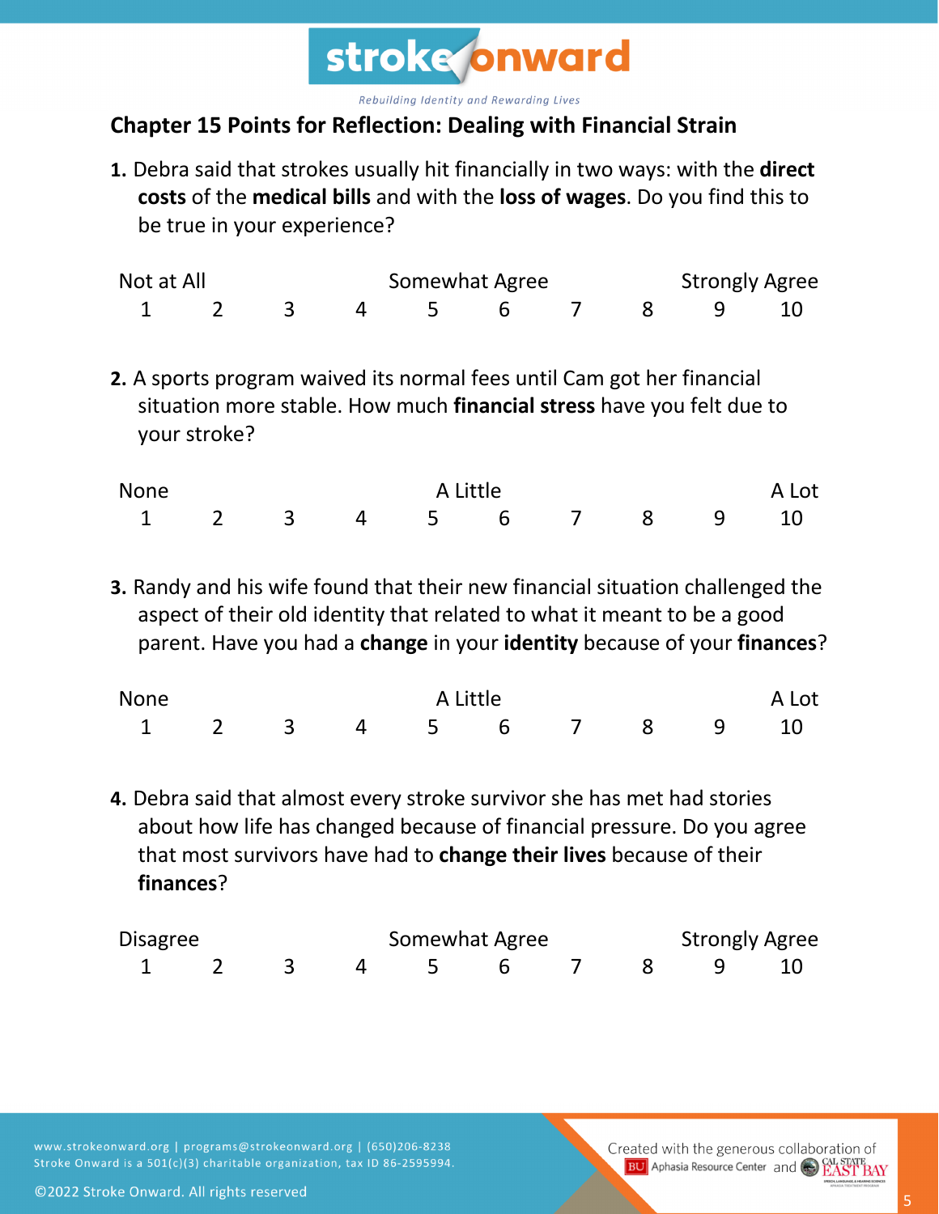## Chapter 15 Points for Reflection: Dealing with Financial Strain

**1.** Debra said that strokes usually hit financially in two ways: with the **direct costs** of the **medical bills** and with the **loss of wages**. Do you find this to be true in your experience?

| Not at All | | | | Somewhat Agree | | | | Strongly Agree | |
|---|---|---|---|---|---|---|---|---|---|
| 1 | 2 | 3 | 4 | 5 | 6 | 7 | 8 | 9 | 10 |

**2.** A sports program waived its normal fees until Cam got her financial situation more stable. How much **financial stress** have you felt due to your stroke?

| None | | | | A Little | | | | | A Lot |
|---|---|---|---|---|---|---|---|---|---|
| 1 | 2 | 3 | 4 | 5 | 6 | 7 | 8 | 9 | 10 |

**3.** Randy and his wife found that their new financial situation challenged the aspect of their old identity that related to what it meant to be a good parent. Have you had a **change** in your **identity** because of your **finances**?

| None | | | | A Little | | | | | A Lot |
|---|---|---|---|---|---|---|---|---|---|
| 1 | 2 | 3 | 4 | 5 | 6 | 7 | 8 | 9 | 10 |

**4.** Debra said that almost every stroke survivor she has met had stories about how life has changed because of financial pressure. Do you agree that most survivors have had to **change their lives** because of their **finances**?

| Disagree | | | | Somewhat Agree | | | | Strongly Agree | |
|---|---|---|---|---|---|---|---|---|---|
| 1 | 2 | 3 | 4 | 5 | 6 | 7 | 8 | 9 | 10 |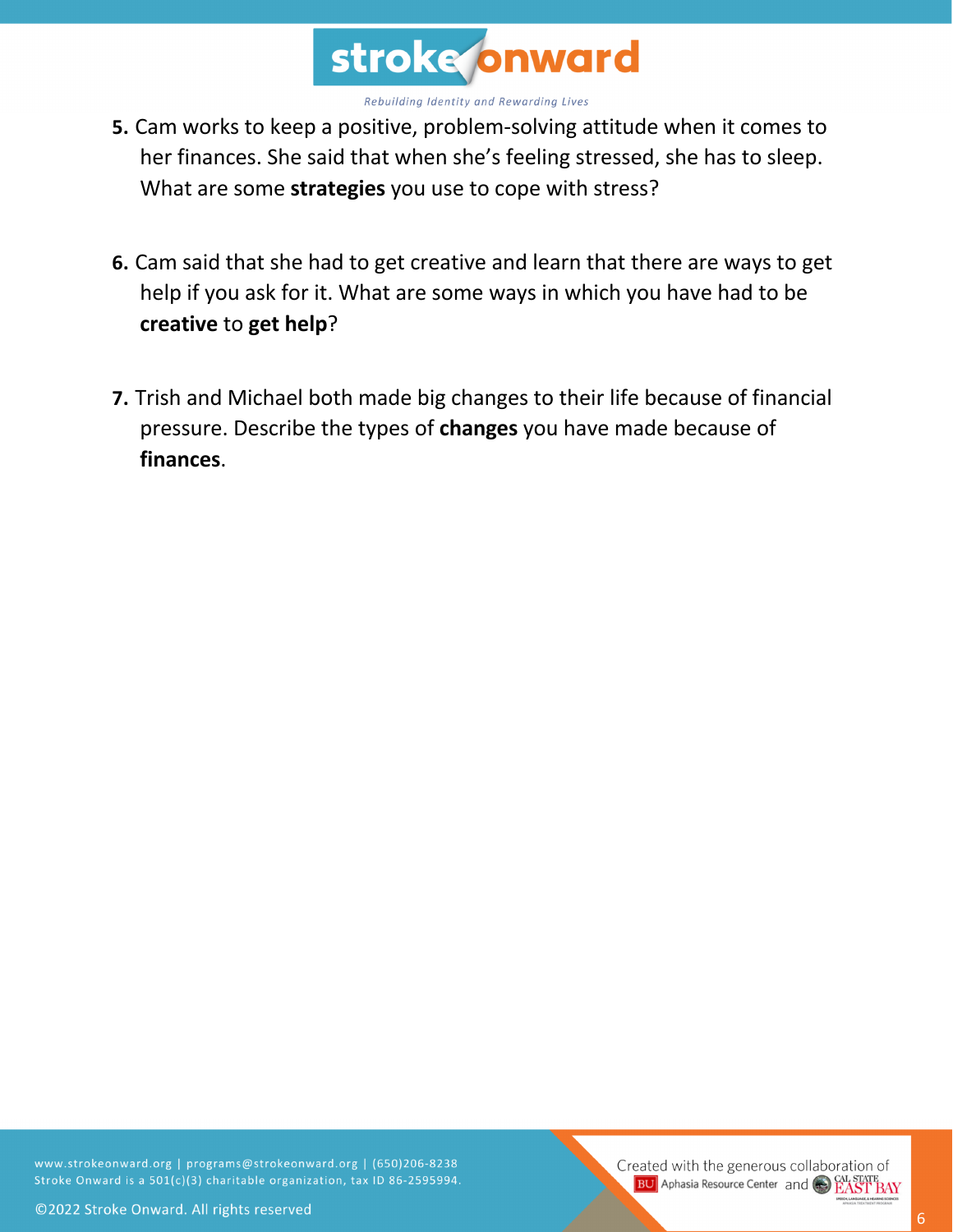5. Cam works to keep a positive, problem-solving attitude when it comes to her finances. She said that when she's feeling stressed, she has to sleep. What are some **strategies** you use to cope with stress?

6. Cam said that she had to get creative and learn that there are ways to get help if you ask for it. What are some ways in which you have had to be **creative** to **get help**?

7. Trish and Michael both made big changes to their life because of financial pressure. Describe the types of **changes** you have made because of **finances**.